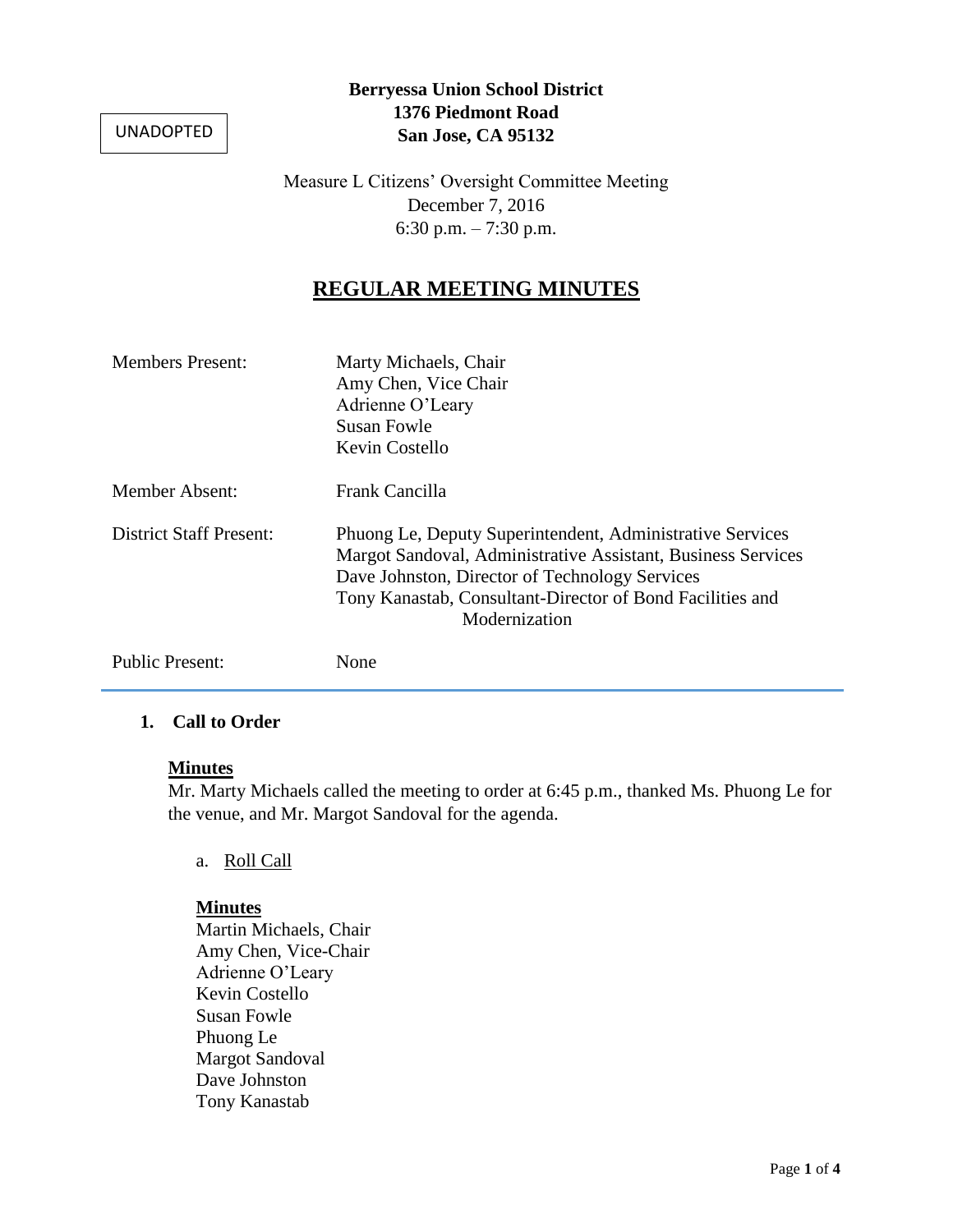UNADOPTED

**Berryessa Union School District**
**1376 Piedmont Road**
**San Jose, CA 95132**

Measure L Citizens' Oversight Committee Meeting
December 7, 2016
6:30 p.m. – 7:30 p.m.

# REGULAR MEETING MINUTES

| | |
|---|---|
| Members Present: | Marty Michaels, Chair<br>Amy Chen, Vice Chair<br>Adrienne O'Leary<br>Susan Fowle<br>Kevin Costello |
| Member Absent: | Frank Cancilla |
| District Staff Present: | Phuong Le, Deputy Superintendent, Administrative Services<br>Margot Sandoval, Administrative Assistant, Business Services<br>Dave Johnston, Director of Technology Services<br>Tony Kanastab, Consultant-Director of Bond Facilities and Modernization |
| Public Present: | None |

---

### 1. Call to Order

**Minutes**

Mr. Marty Michaels called the meeting to order at 6:45 p.m., thanked Ms. Phuong Le for the venue, and Mr. Margot Sandoval for the agenda.

a. Roll Call

**Minutes**

Martin Michaels, Chair
Amy Chen, Vice-Chair
Adrienne O'Leary
Kevin Costello
Susan Fowle
Phuong Le
Margot Sandoval
Dave Johnston
Tony Kanastab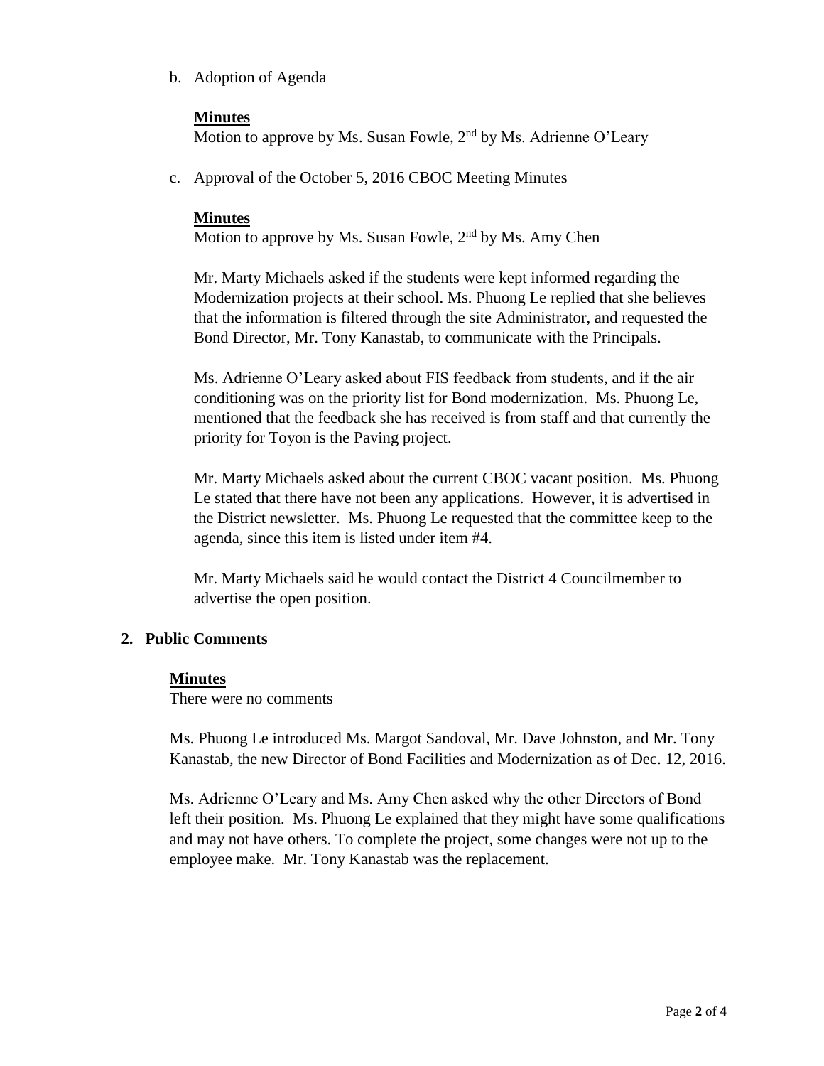b. Adoption of Agenda

**Minutes**

Motion to approve by Ms. Susan Fowle, 2nd by Ms. Adrienne O'Leary

c. Approval of the October 5, 2016 CBOC Meeting Minutes

**Minutes**

Motion to approve by Ms. Susan Fowle, 2nd by Ms. Amy Chen

Mr. Marty Michaels asked if the students were kept informed regarding the Modernization projects at their school. Ms. Phuong Le replied that she believes that the information is filtered through the site Administrator, and requested the Bond Director, Mr. Tony Kanastab, to communicate with the Principals.

Ms. Adrienne O'Leary asked about FIS feedback from students, and if the air conditioning was on the priority list for Bond modernization. Ms. Phuong Le, mentioned that the feedback she has received is from staff and that currently the priority for Toyon is the Paving project.

Mr. Marty Michaels asked about the current CBOC vacant position. Ms. Phuong Le stated that there have not been any applications. However, it is advertised in the District newsletter. Ms. Phuong Le requested that the committee keep to the agenda, since this item is listed under item #4.

Mr. Marty Michaels said he would contact the District 4 Councilmember to advertise the open position.

## 2. Public Comments

**Minutes**

There were no comments

Ms. Phuong Le introduced Ms. Margot Sandoval, Mr. Dave Johnston, and Mr. Tony Kanastab, the new Director of Bond Facilities and Modernization as of Dec. 12, 2016.

Ms. Adrienne O'Leary and Ms. Amy Chen asked why the other Directors of Bond left their position. Ms. Phuong Le explained that they might have some qualifications and may not have others. To complete the project, some changes were not up to the employee make. Mr. Tony Kanastab was the replacement.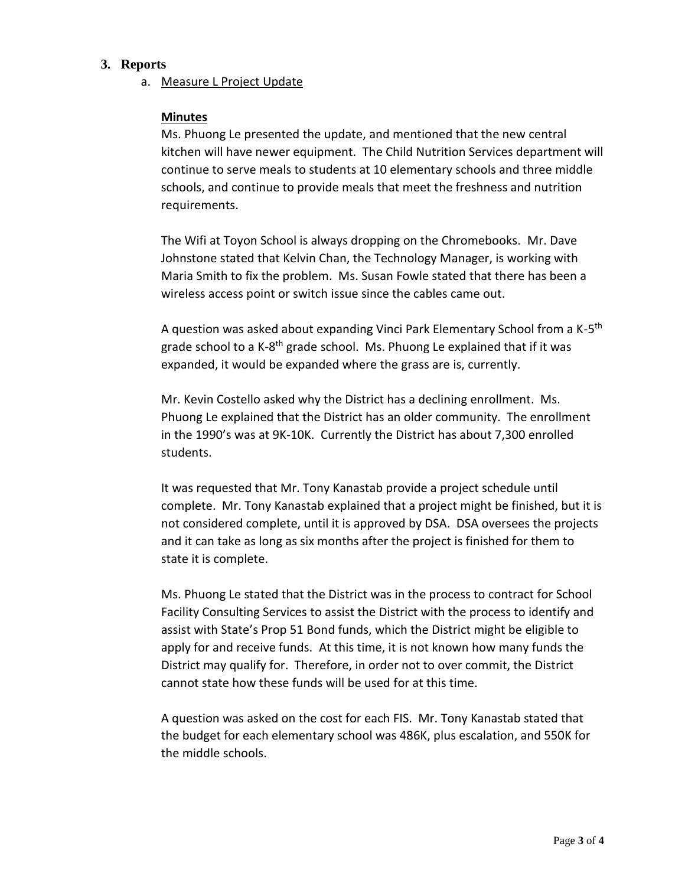## 3. Reports

a. Measure L Project Update

**Minutes**

Ms. Phuong Le presented the update, and mentioned that the new central kitchen will have newer equipment. The Child Nutrition Services department will continue to serve meals to students at 10 elementary schools and three middle schools, and continue to provide meals that meet the freshness and nutrition requirements.

The Wifi at Toyon School is always dropping on the Chromebooks. Mr. Dave Johnstone stated that Kelvin Chan, the Technology Manager, is working with Maria Smith to fix the problem. Ms. Susan Fowle stated that there has been a wireless access point or switch issue since the cables came out.

A question was asked about expanding Vinci Park Elementary School from a K-5th grade school to a K-8th grade school. Ms. Phuong Le explained that if it was expanded, it would be expanded where the grass are is, currently.

Mr. Kevin Costello asked why the District has a declining enrollment. Ms. Phuong Le explained that the District has an older community. The enrollment in the 1990's was at 9K-10K. Currently the District has about 7,300 enrolled students.

It was requested that Mr. Tony Kanastab provide a project schedule until complete. Mr. Tony Kanastab explained that a project might be finished, but it is not considered complete, until it is approved by DSA. DSA oversees the projects and it can take as long as six months after the project is finished for them to state it is complete.

Ms. Phuong Le stated that the District was in the process to contract for School Facility Consulting Services to assist the District with the process to identify and assist with State's Prop 51 Bond funds, which the District might be eligible to apply for and receive funds. At this time, it is not known how many funds the District may qualify for. Therefore, in order not to over commit, the District cannot state how these funds will be used for at this time.

A question was asked on the cost for each FIS. Mr. Tony Kanastab stated that the budget for each elementary school was 486K, plus escalation, and 550K for the middle schools.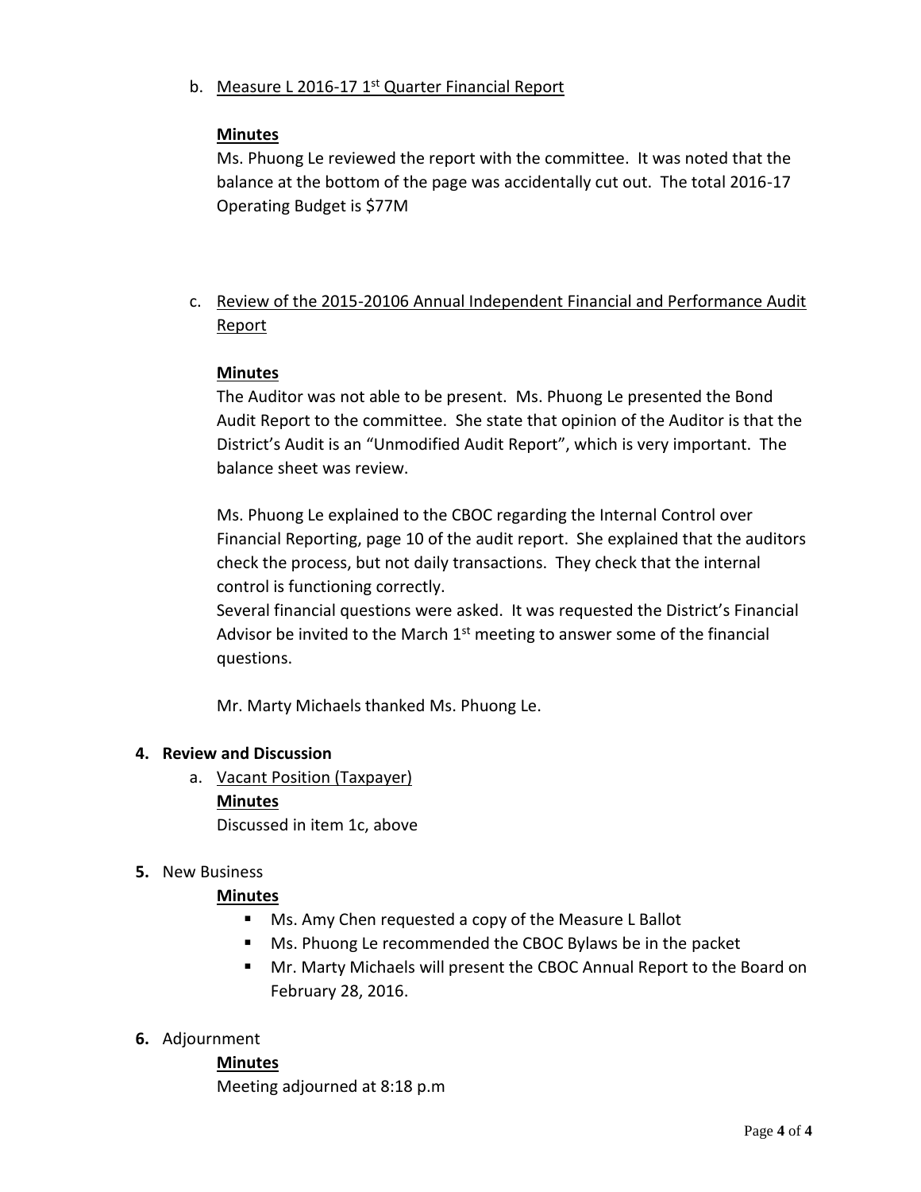b. Measure L 2016-17 1st Quarter Financial Report

**Minutes**

Ms. Phuong Le reviewed the report with the committee. It was noted that the balance at the bottom of the page was accidentally cut out. The total 2016-17 Operating Budget is $77M

c. Review of the 2015-20106 Annual Independent Financial and Performance Audit Report

**Minutes**

The Auditor was not able to be present. Ms. Phuong Le presented the Bond Audit Report to the committee. She state that opinion of the Auditor is that the District's Audit is an "Unmodified Audit Report", which is very important. The balance sheet was review.

Ms. Phuong Le explained to the CBOC regarding the Internal Control over Financial Reporting, page 10 of the audit report. She explained that the auditors check the process, but not daily transactions. They check that the internal control is functioning correctly.

Several financial questions were asked. It was requested the District's Financial Advisor be invited to the March 1st meeting to answer some of the financial questions.

Mr. Marty Michaels thanked Ms. Phuong Le.

**4. Review and Discussion**

a. Vacant Position (Taxpayer)

**Minutes**

Discussed in item 1c, above

**5.** New Business

**Minutes**

- Ms. Amy Chen requested a copy of the Measure L Ballot
- Ms. Phuong Le recommended the CBOC Bylaws be in the packet
- Mr. Marty Michaels will present the CBOC Annual Report to the Board on February 28, 2016.

**6.** Adjournment

**Minutes**

Meeting adjourned at 8:18 p.m